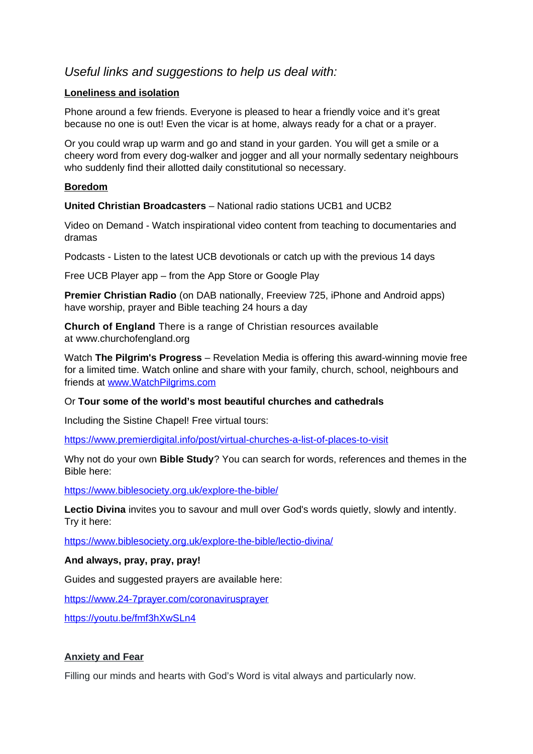*Useful links and suggestions to help us deal with:*

**Loneliness and isolation**

Phone around a few friends. Everyone is pleased to hear a friendly voice and it's great because no one is out! Even the vicar is at home, always ready for a chat or a prayer.

Or you could wrap up warm and go and stand in your garden. You will get a smile or a cheery word from every dog-walker and jogger and all your normally sedentary neighbours who suddenly find their allotted daily constitutional so necessary.

**Boredom**

**United Christian Broadcasters** – National radio stations UCB1 and UCB2

Video on Demand - Watch inspirational video content from teaching to documentaries and dramas

Podcasts - Listen to the latest UCB devotionals or catch up with the previous 14 days

Free UCB Player app – from the App Store or Google Play

**Premier Christian Radio** (on DAB nationally, Freeview 725, iPhone and Android apps) have worship, prayer and Bible teaching 24 hours a day

**Church of England** There is a range of Christian resources available at www.churchofengland.org

Watch **The Pilgrim's Progress** – Revelation Media is offering this award-winning movie free for a limited time. Watch online and share with your family, church, school, neighbours and friends at www.WatchPilgrims.com

Or **Tour some of the world's most beautiful churches and cathedrals**

Including the Sistine Chapel! Free virtual tours:

https://www.premierdigital.info/post/virtual-churches-a-list-of-places-to-visit

Why not do your own **Bible Study**? You can search for words, references and themes in the Bible here:

https://www.biblesociety.org.uk/explore-the-bible/

**Lectio Divina** invites you to savour and mull over God's words quietly, slowly and intently. Try it here:

https://www.biblesociety.org.uk/explore-the-bible/lectio-divina/

**And always, pray, pray, pray!**

Guides and suggested prayers are available here:

https://www.24-7prayer.com/coronavirusprayer

https://youtu.be/fmf3hXwSLn4

**Anxiety and Fear**

Filling our minds and hearts with God's Word is vital always and particularly now.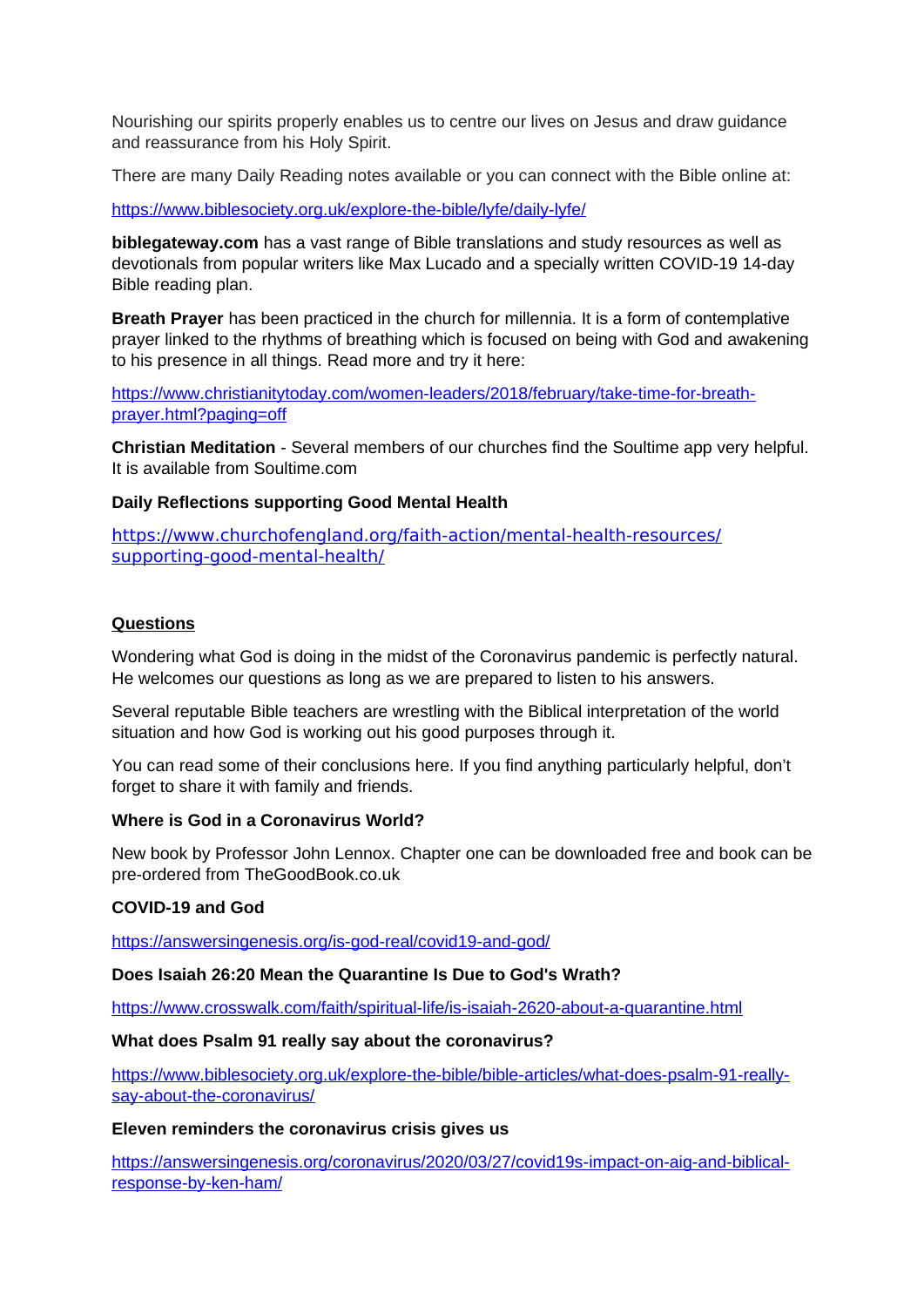Nourishing our spirits properly enables us to centre our lives on Jesus and draw guidance and reassurance from his Holy Spirit.

There are many Daily Reading notes available or you can connect with the Bible online at:

https://www.biblesociety.org.uk/explore-the-bible/lyfe/daily-lyfe/

**biblegateway.com** has a vast range of Bible translations and study resources as well as devotionals from popular writers like Max Lucado and a specially written COVID-19 14-day Bible reading plan.

**Breath Prayer** has been practiced in the church for millennia. It is a form of contemplative prayer linked to the rhythms of breathing which is focused on being with God and awakening to his presence in all things. Read more and try it here:

https://www.christianitytoday.com/women-leaders/2018/february/take-time-for-breath-prayer.html?paging=off

**Christian Meditation** - Several members of our churches find the Soultime app very helpful. It is available from Soultime.com

**Daily Reflections supporting Good Mental Health**

https://www.churchofengland.org/faith-action/mental-health-resources/supporting-good-mental-health/

## Questions

Wondering what God is doing in the midst of the Coronavirus pandemic is perfectly natural. He welcomes our questions as long as we are prepared to listen to his answers.

Several reputable Bible teachers are wrestling with the Biblical interpretation of the world situation and how God is working out his good purposes through it.

You can read some of their conclusions here. If you find anything particularly helpful, don't forget to share it with family and friends.

**Where is God in a Coronavirus World?**

New book by Professor John Lennox. Chapter one can be downloaded free and book can be pre-ordered from TheGoodBook.co.uk

**COVID-19 and God**

https://answersingenesis.org/is-god-real/covid19-and-god/

**Does Isaiah 26:20 Mean the Quarantine Is Due to God's Wrath?**

https://www.crosswalk.com/faith/spiritual-life/is-isaiah-2620-about-a-quarantine.html

**What does Psalm 91 really say about the coronavirus?**

https://www.biblesociety.org.uk/explore-the-bible/bible-articles/what-does-psalm-91-really-say-about-the-coronavirus/

**Eleven reminders the coronavirus crisis gives us**

https://answersingenesis.org/coronavirus/2020/03/27/covid19s-impact-on-aig-and-biblical-response-by-ken-ham/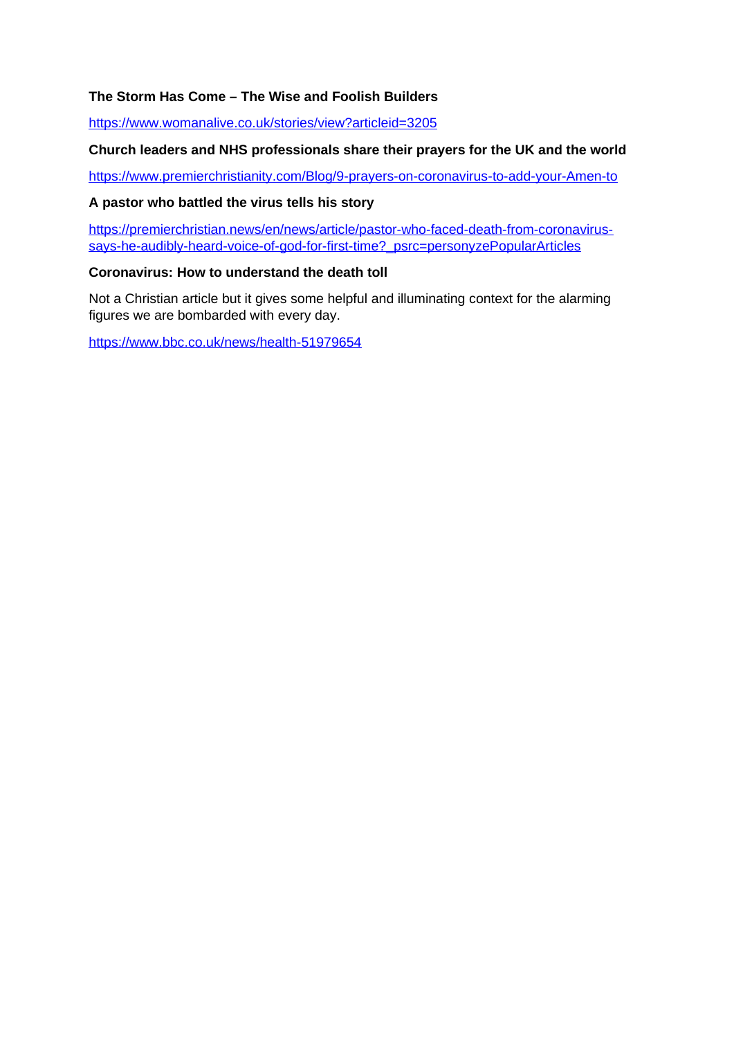**The Storm Has Come – The Wise and Foolish Builders**

https://www.womanalive.co.uk/stories/view?articleid=3205

**Church leaders and NHS professionals share their prayers for the UK and the world**

https://www.premierchristianity.com/Blog/9-prayers-on-coronavirus-to-add-your-Amen-to

**A pastor who battled the virus tells his story**

https://premierchristian.news/en/news/article/pastor-who-faced-death-from-coronavirus-says-he-audibly-heard-voice-of-god-for-first-time?_psrc=personyzePopularArticles

**Coronavirus: How to understand the death toll**

Not a Christian article but it gives some helpful and illuminating context for the alarming figures we are bombarded with every day.

https://www.bbc.co.uk/news/health-51979654